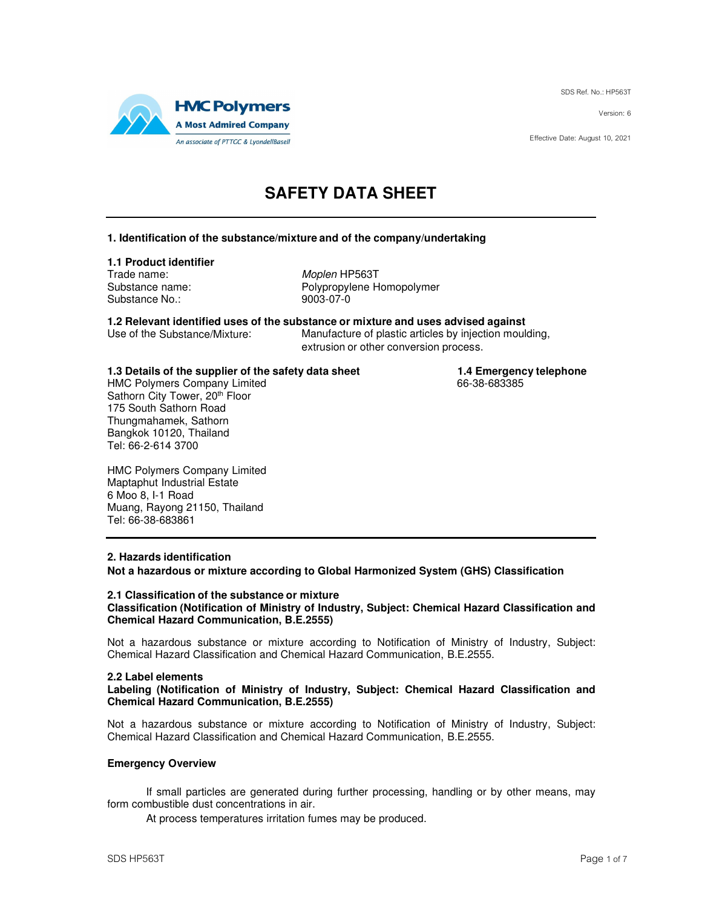SDS Ref. No.: HP563T

Version: 6

Effective Date: August 10, 2021

HMC Polymers
A Most Admired Company
An associate of PTTGC & LyondellBasell

# SAFETY DATA SHEET

## 1. Identification of the substance/mixture and of the company/undertaking

### 1.1 Product identifier

| | |
|---|---|
| Trade name: | *Moplen* HP563T |
| Substance name: | Polypropylene Homopolymer |
| Substance No.: | 9003-07-0 |

### 1.2 Relevant identified uses of the substance or mixture and uses advised against

Use of the Substance/Mixture: Manufacture of plastic articles by injection moulding, extrusion or other conversion process.

### 1.3 Details of the supplier of the safety data sheet

HMC Polymers Company Limited
Sathorn City Tower, 20th Floor
175 South Sathorn Road
Thungmahamek, Sathorn
Bangkok 10120, Thailand
Tel: 66-2-614 3700

HMC Polymers Company Limited
Maptaphut Industrial Estate
6 Moo 8, I-1 Road
Muang, Rayong 21150, Thailand
Tel: 66-38-683861

### 1.4 Emergency telephone

66-38-683385

## 2. Hazards identification

**Not a hazardous or mixture according to Global Harmonized System (GHS) Classification**

### 2.1 Classification of the substance or mixture

**Classification (Notification of Ministry of Industry, Subject: Chemical Hazard Classification and Chemical Hazard Communication, B.E.2555)**

Not a hazardous substance or mixture according to Notification of Ministry of Industry, Subject: Chemical Hazard Classification and Chemical Hazard Communication, B.E.2555.

### 2.2 Label elements

**Labeling (Notification of Ministry of Industry, Subject: Chemical Hazard Classification and Chemical Hazard Communication, B.E.2555)**

Not a hazardous substance or mixture according to Notification of Ministry of Industry, Subject: Chemical Hazard Classification and Chemical Hazard Communication, B.E.2555.

**Emergency Overview**

If small particles are generated during further processing, handling or by other means, may form combustible dust concentrations in air.

At process temperatures irritation fumes may be produced.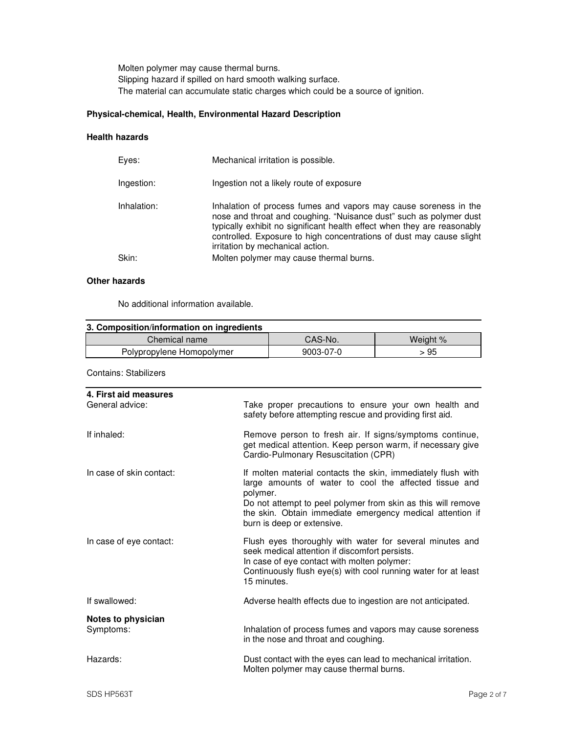Molten polymer may cause thermal burns.
Slipping hazard if spilled on hard smooth walking surface.
The material can accumulate static charges which could be a source of ignition.

**Physical-chemical, Health, Environmental Hazard Description**

**Health hazards**

| | |
|---|---|
| Eyes: | Mechanical irritation is possible. |
| Ingestion: | Ingestion not a likely route of exposure |
| Inhalation: | Inhalation of process fumes and vapors may cause soreness in the nose and throat and coughing. "Nuisance dust" such as polymer dust typically exhibit no significant health effect when they are reasonably controlled. Exposure to high concentrations of dust may cause slight irritation by mechanical action. |
| Skin: | Molten polymer may cause thermal burns. |

**Other hazards**

No additional information available.

## 3. Composition/information on ingredients

| Chemical name | CAS-No. | Weight % |
|---|---|---|
| Polypropylene Homopolymer | 9003-07-0 | > 95 |

Contains: Stabilizers

## 4. First aid measures

| | |
|---|---|
| General advice: | Take proper precautions to ensure your own health and safety before attempting rescue and providing first aid. |
| If inhaled: | Remove person to fresh air. If signs/symptoms continue, get medical attention. Keep person warm, if necessary give Cardio-Pulmonary Resuscitation (CPR) |
| In case of skin contact: | If molten material contacts the skin, immediately flush with large amounts of water to cool the affected tissue and polymer.<br>Do not attempt to peel polymer from skin as this will remove the skin. Obtain immediate emergency medical attention if burn is deep or extensive. |
| In case of eye contact: | Flush eyes thoroughly with water for several minutes and seek medical attention if discomfort persists.<br>In case of eye contact with molten polymer:<br>Continuously flush eye(s) with cool running water for at least 15 minutes. |
| If swallowed: | Adverse health effects due to ingestion are not anticipated. |

**Notes to physician**

| | |
|---|---|
| Symptoms: | Inhalation of process fumes and vapors may cause soreness in the nose and throat and coughing. |
| Hazards: | Dust contact with the eyes can lead to mechanical irritation.<br>Molten polymer may cause thermal burns. |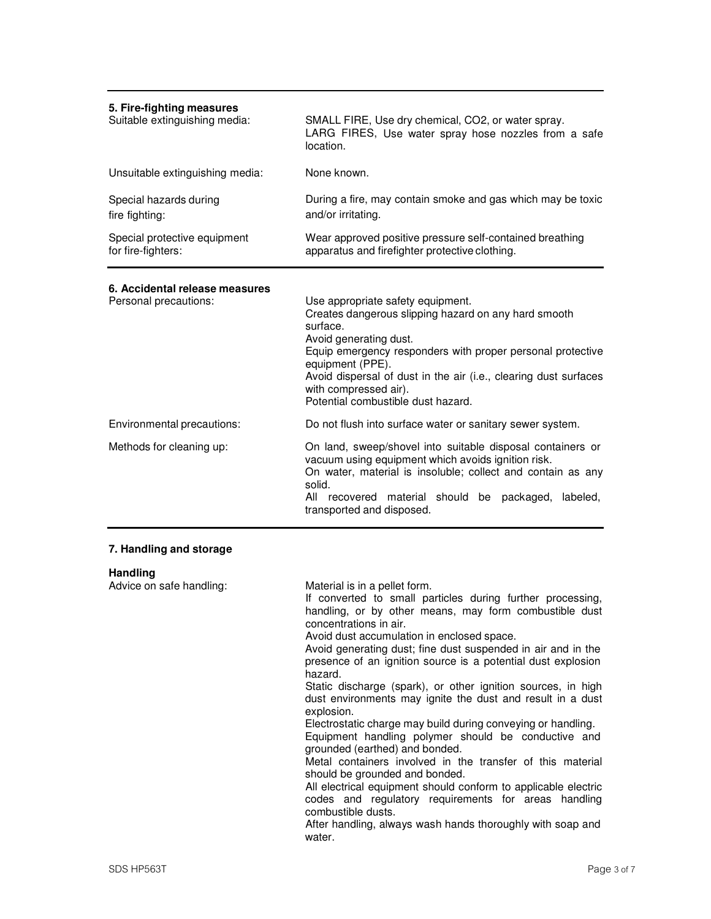## 5. Fire-fighting measures

| | |
|---|---|
| Suitable extinguishing media: | SMALL FIRE, Use dry chemical, $CO_2$, or water spray.<br>LARG FIRES, Use water spray hose nozzles from a safe location. |
| Unsuitable extinguishing media: | None known. |
| Special hazards during fire fighting: | During a fire, may contain smoke and gas which may be toxic and/or irritating. |
| Special protective equipment for fire-fighters: | Wear approved positive pressure self-contained breathing apparatus and firefighter protective clothing. |

## 6. Accidental release measures

| | |
|---|---|
| Personal precautions: | Use appropriate safety equipment.<br>Creates dangerous slipping hazard on any hard smooth surface.<br>Avoid generating dust.<br>Equip emergency responders with proper personal protective equipment (PPE).<br>Avoid dispersal of dust in the air (i.e., clearing dust surfaces with compressed air).<br>Potential combustible dust hazard. |
| Environmental precautions: | Do not flush into surface water or sanitary sewer system. |
| Methods for cleaning up: | On land, sweep/shovel into suitable disposal containers or vacuum using equipment which avoids ignition risk.<br>On water, material is insoluble; collect and contain as any solid.<br>All recovered material should be packaged, labeled, transported and disposed. |

## 7. Handling and storage

### Handling

| | |
|---|---|
| Advice on safe handling: | Material is in a pellet form.<br>If converted to small particles during further processing, handling, or by other means, may form combustible dust concentrations in air.<br>Avoid dust accumulation in enclosed space.<br>Avoid generating dust; fine dust suspended in air and in the presence of an ignition source is a potential dust explosion hazard.<br>Static discharge (spark), or other ignition sources, in high dust environments may ignite the dust and result in a dust explosion.<br>Electrostatic charge may build during conveying or handling.<br>Equipment handling polymer should be conductive and grounded (earthed) and bonded.<br>Metal containers involved in the transfer of this material should be grounded and bonded.<br>All electrical equipment should conform to applicable electric codes and regulatory requirements for areas handling combustible dusts.<br>After handling, always wash hands thoroughly with soap and water. |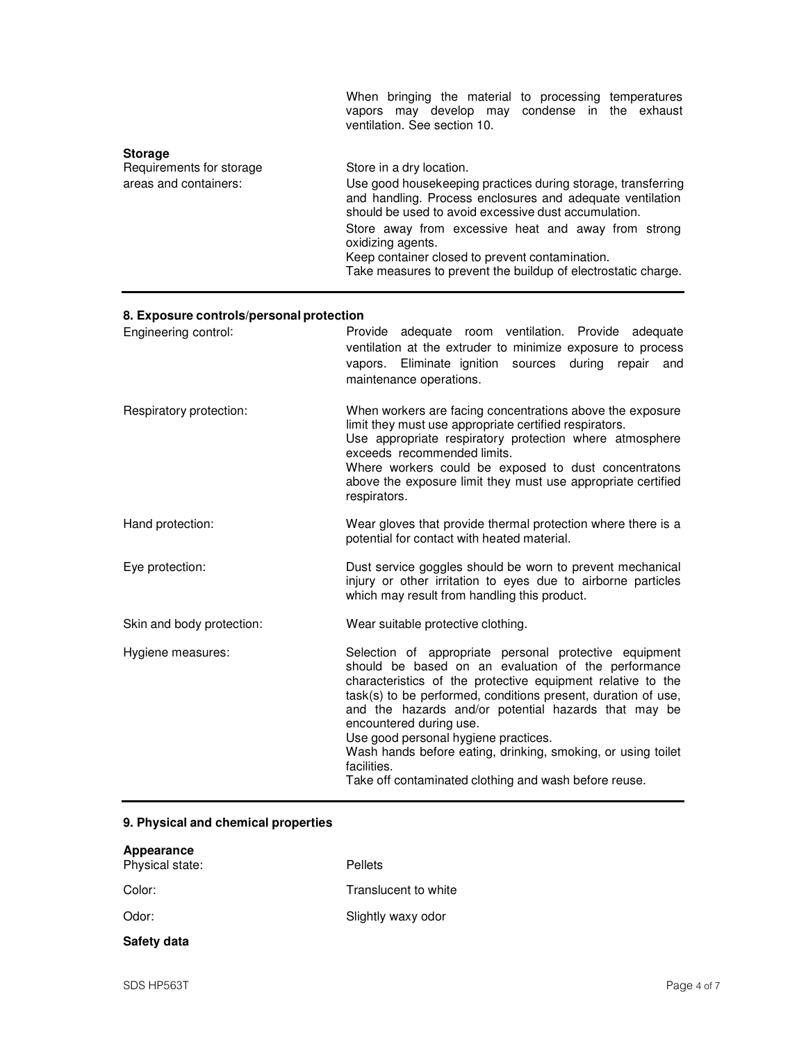When bringing the material to processing temperatures vapors may develop may condense in the exhaust ventilation. See section 10.

**Storage**

| | |
|---|---|
| Requirements for storage areas and containers: | Store in a dry location.<br>Use good housekeeping practices during storage, transferring and handling. Process enclosures and adequate ventilation should be used to avoid excessive dust accumulation.<br>Store away from excessive heat and away from strong oxidizing agents.<br>Keep container closed to prevent contamination.<br>Take measures to prevent the buildup of electrostatic charge. |

## 8. Exposure controls/personal protection

| | |
|---|---|
| Engineering control: | Provide adequate room ventilation. Provide adequate ventilation at the extruder to minimize exposure to process vapors. Eliminate ignition sources during repair and maintenance operations. |
| Respiratory protection: | When workers are facing concentrations above the exposure limit they must use appropriate certified respirators.<br>Use appropriate respiratory protection where atmosphere exceeds recommended limits.<br>Where workers could be exposed to dust concentratons above the exposure limit they must use appropriate certified respirators. |
| Hand protection: | Wear gloves that provide thermal protection where there is a potential for contact with heated material. |
| Eye protection: | Dust service goggles should be worn to prevent mechanical injury or other irritation to eyes due to airborne particles which may result from handling this product. |
| Skin and body protection: | Wear suitable protective clothing. |
| Hygiene measures: | Selection of appropriate personal protective equipment should be based on an evaluation of the performance characteristics of the protective equipment relative to the task(s) to be performed, conditions present, duration of use, and the hazards and/or potential hazards that may be encountered during use.<br>Use good personal hygiene practices.<br>Wash hands before eating, drinking, smoking, or using toilet facilities.<br>Take off contaminated clothing and wash before reuse. |

## 9. Physical and chemical properties

**Appearance**

| | |
|---|---|
| Physical state: | Pellets |
| Color: | Translucent to white |
| Odor: | Slightly waxy odor |

**Safety data**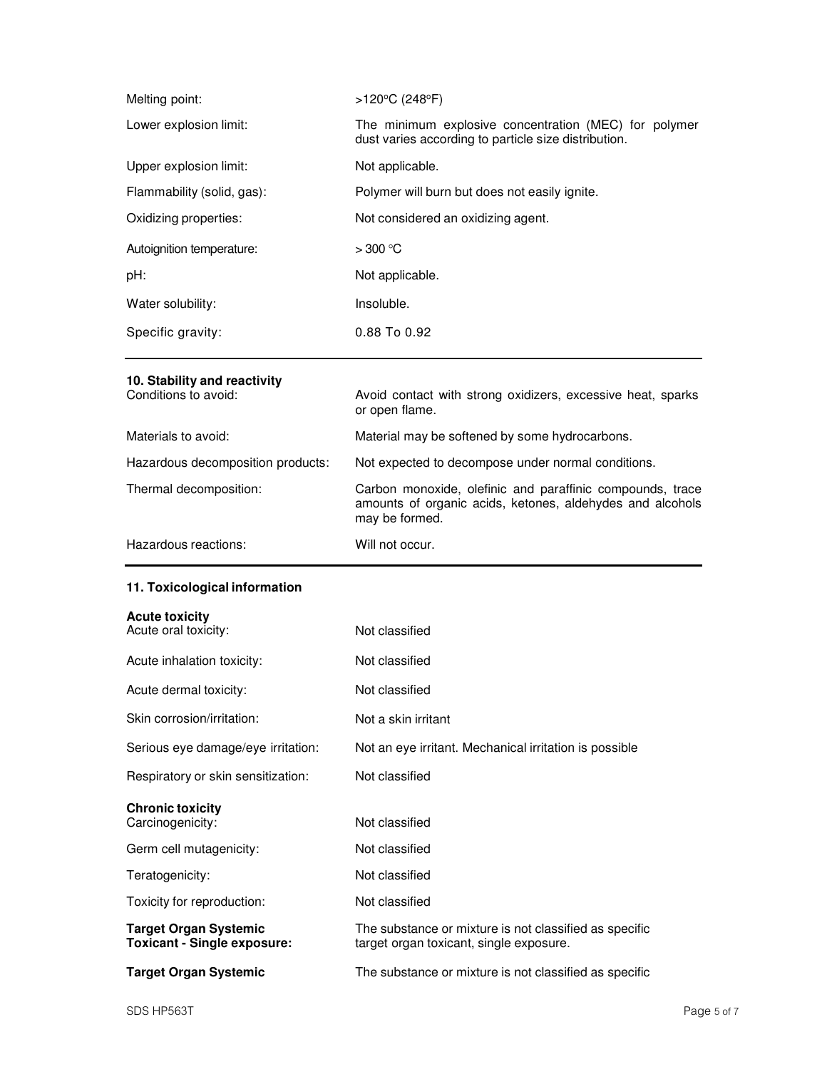| | |
|---|---|
| Melting point: | >120°C (248°F) |
| Lower explosion limit: | The minimum explosive concentration (MEC) for polymer dust varies according to particle size distribution. |
| Upper explosion limit: | Not applicable. |
| Flammability (solid, gas): | Polymer will burn but does not easily ignite. |
| Oxidizing properties: | Not considered an oxidizing agent. |
| Autoignition temperature: | > 300 °C |
| pH: | Not applicable. |
| Water solubility: | Insoluble. |
| Specific gravity: | 0.88 To 0.92 |

## 10. Stability and reactivity

| | |
|---|---|
| Conditions to avoid: | Avoid contact with strong oxidizers, excessive heat, sparks or open flame. |
| Materials to avoid: | Material may be softened by some hydrocarbons. |
| Hazardous decomposition products: | Not expected to decompose under normal conditions. |
| Thermal decomposition: | Carbon monoxide, olefinic and paraffinic compounds, trace amounts of organic acids, ketones, aldehydes and alcohols may be formed. |
| Hazardous reactions: | Will not occur. |

## 11. Toxicological information

**Acute toxicity**

| | |
|---|---|
| Acute oral toxicity: | Not classified |
| Acute inhalation toxicity: | Not classified |
| Acute dermal toxicity: | Not classified |
| Skin corrosion/irritation: | Not a skin irritant |
| Serious eye damage/eye irritation: | Not an eye irritant. Mechanical irritation is possible |
| Respiratory or skin sensitization: | Not classified |

**Chronic toxicity**

| | |
|---|---|
| Carcinogenicity: | Not classified |
| Germ cell mutagenicity: | Not classified |
| Teratogenicity: | Not classified |
| Toxicity for reproduction: | Not classified |
| **Target Organ Systemic Toxicant - Single exposure:** | The substance or mixture is not classified as specific target organ toxicant, single exposure. |
| **Target Organ Systemic** | The substance or mixture is not classified as specific |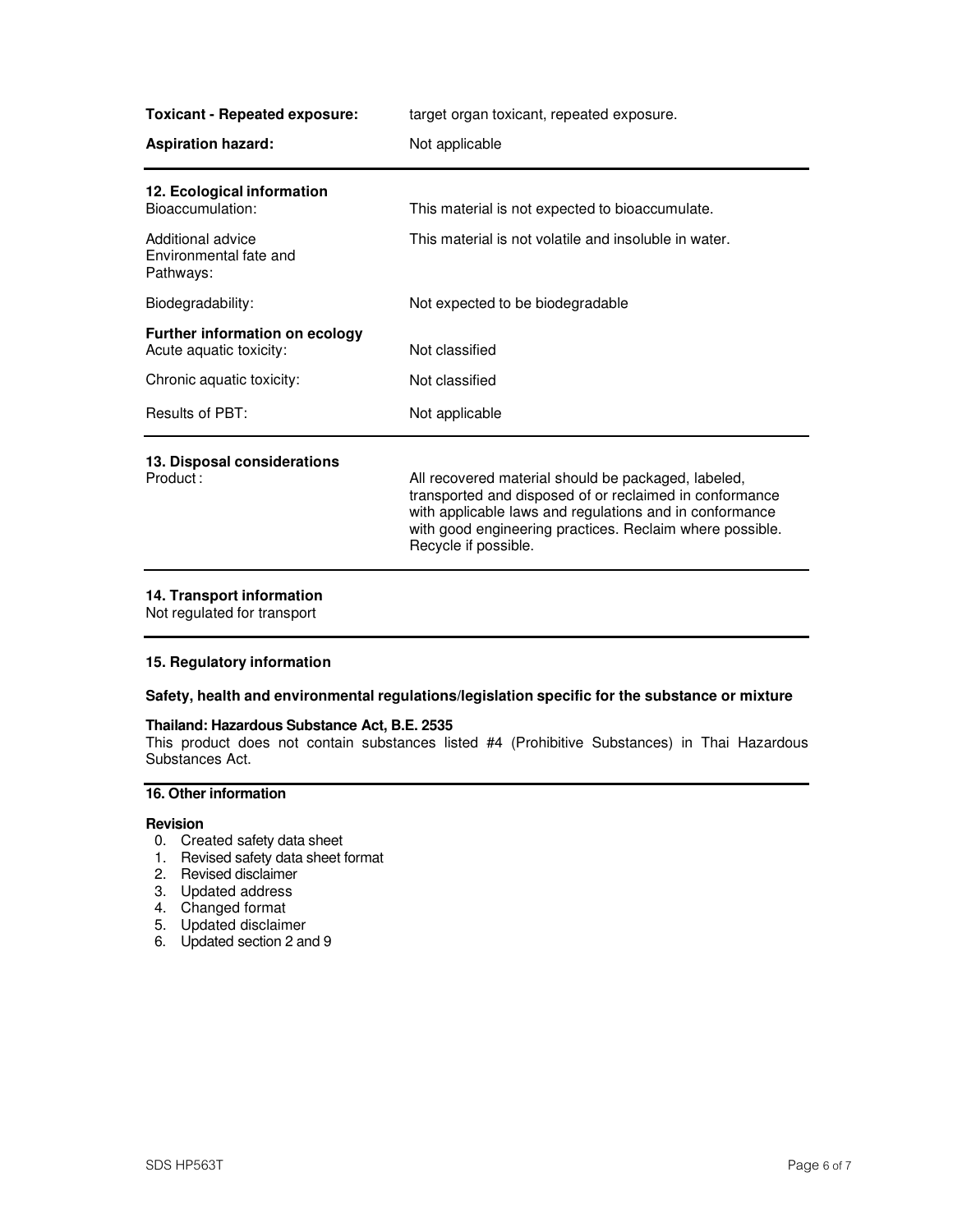**Toxicant - Repeated exposure:** target organ toxicant, repeated exposure.

**Aspiration hazard:** Not applicable

## 12. Ecological information

| | |
|---|---|
| Bioaccumulation: | This material is not expected to bioaccumulate. |
| Additional advice Environmental fate and Pathways: | This material is not volatile and insoluble in water. |
| Biodegradability: | Not expected to be biodegradable |

**Further information on ecology**

| | |
|---|---|
| Acute aquatic toxicity: | Not classified |
| Chronic aquatic toxicity: | Not classified |
| Results of PBT: | Not applicable |

## 13. Disposal considerations

Product : All recovered material should be packaged, labeled, transported and disposed of or reclaimed in conformance with applicable laws and regulations and in conformance with good engineering practices. Reclaim where possible. Recycle if possible.

## 14. Transport information

Not regulated for transport

## 15. Regulatory information

### Safety, health and environmental regulations/legislation specific for the substance or mixture

**Thailand: Hazardous Substance Act, B.E. 2535**

This product does not contain substances listed #4 (Prohibitive Substances) in Thai Hazardous Substances Act.

## 16. Other information

**Revision**

0. Created safety data sheet
1. Revised safety data sheet format
2. Revised disclaimer
3. Updated address
4. Changed format
5. Updated disclaimer
6. Updated section 2 and 9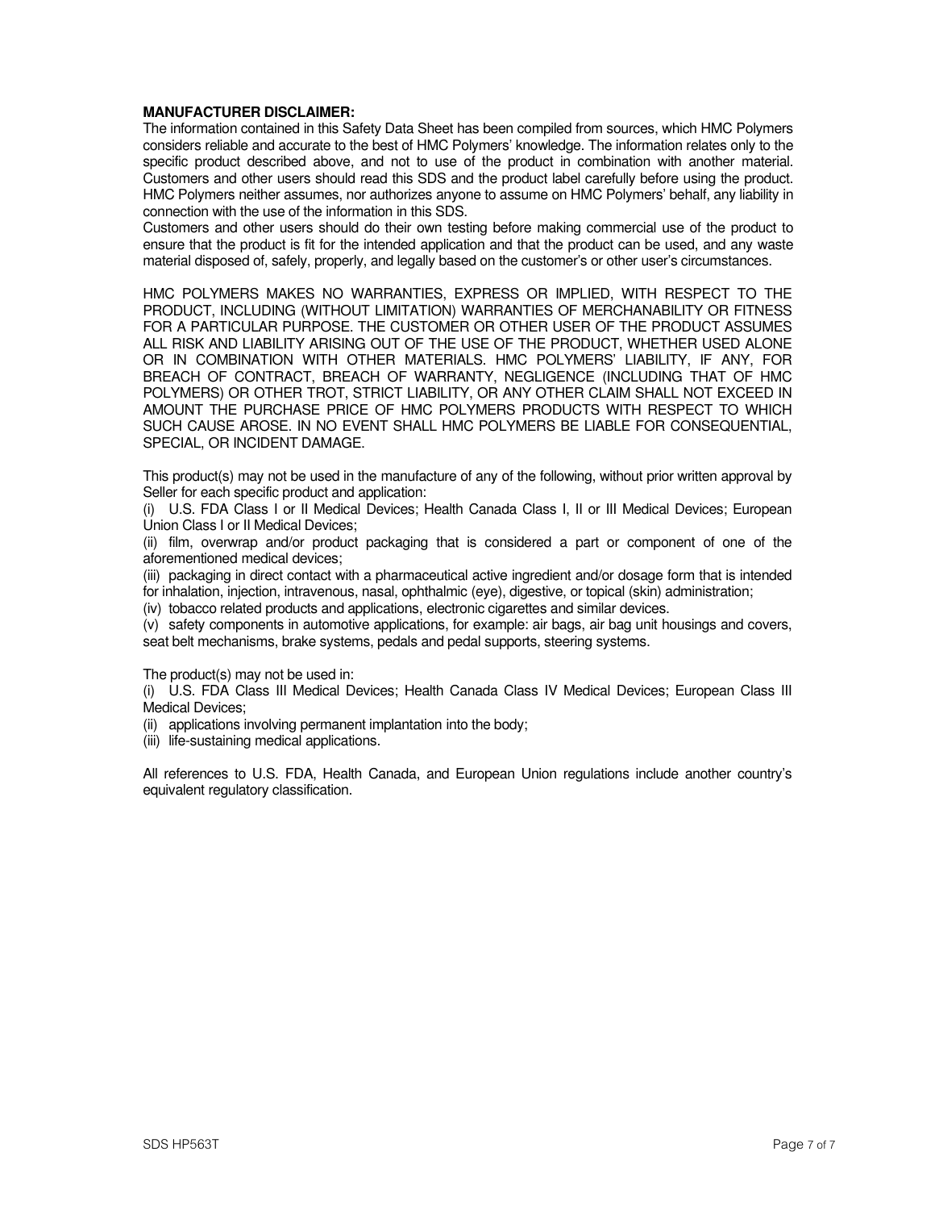**MANUFACTURER DISCLAIMER:**

The information contained in this Safety Data Sheet has been compiled from sources, which HMC Polymers considers reliable and accurate to the best of HMC Polymers' knowledge. The information relates only to the specific product described above, and not to use of the product in combination with another material. Customers and other users should read this SDS and the product label carefully before using the product. HMC Polymers neither assumes, nor authorizes anyone to assume on HMC Polymers' behalf, any liability in connection with the use of the information in this SDS.

Customers and other users should do their own testing before making commercial use of the product to ensure that the product is fit for the intended application and that the product can be used, and any waste material disposed of, safely, properly, and legally based on the customer's or other user's circumstances.

HMC POLYMERS MAKES NO WARRANTIES, EXPRESS OR IMPLIED, WITH RESPECT TO THE PRODUCT, INCLUDING (WITHOUT LIMITATION) WARRANTIES OF MERCHANABILITY OR FITNESS FOR A PARTICULAR PURPOSE. THE CUSTOMER OR OTHER USER OF THE PRODUCT ASSUMES ALL RISK AND LIABILITY ARISING OUT OF THE USE OF THE PRODUCT, WHETHER USED ALONE OR IN COMBINATION WITH OTHER MATERIALS. HMC POLYMERS' LIABILITY, IF ANY, FOR BREACH OF CONTRACT, BREACH OF WARRANTY, NEGLIGENCE (INCLUDING THAT OF HMC POLYMERS) OR OTHER TROT, STRICT LIABILITY, OR ANY OTHER CLAIM SHALL NOT EXCEED IN AMOUNT THE PURCHASE PRICE OF HMC POLYMERS PRODUCTS WITH RESPECT TO WHICH SUCH CAUSE AROSE. IN NO EVENT SHALL HMC POLYMERS BE LIABLE FOR CONSEQUENTIAL, SPECIAL, OR INCIDENT DAMAGE.

This product(s) may not be used in the manufacture of any of the following, without prior written approval by Seller for each specific product and application:

(i) U.S. FDA Class I or II Medical Devices; Health Canada Class I, II or III Medical Devices; European Union Class I or II Medical Devices;

(ii) film, overwrap and/or product packaging that is considered a part or component of one of the aforementioned medical devices;

(iii) packaging in direct contact with a pharmaceutical active ingredient and/or dosage form that is intended for inhalation, injection, intravenous, nasal, ophthalmic (eye), digestive, or topical (skin) administration;

(iv) tobacco related products and applications, electronic cigarettes and similar devices.

(v) safety components in automotive applications, for example: air bags, air bag unit housings and covers, seat belt mechanisms, brake systems, pedals and pedal supports, steering systems.

The product(s) may not be used in:

(i) U.S. FDA Class III Medical Devices; Health Canada Class IV Medical Devices; European Class III Medical Devices;

(ii) applications involving permanent implantation into the body;

(iii) life-sustaining medical applications.

All references to U.S. FDA, Health Canada, and European Union regulations include another country's equivalent regulatory classification.